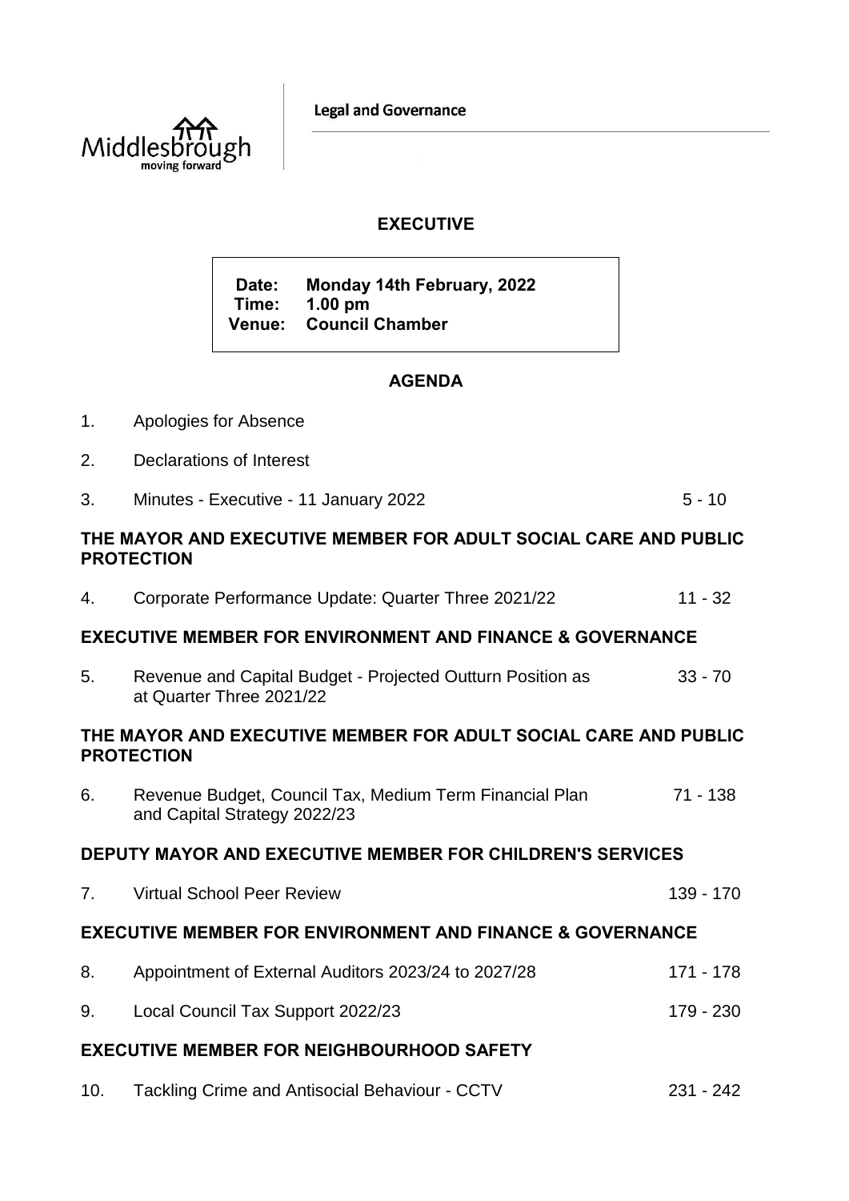Legal and Governance

# EXECUTIVE

**Date: Monday 14th February, 2022**
**Time: 1.00 pm**
**Venue: Council Chamber**

## AGENDA

| | | |
|---|---|---|
| 1. | Apologies for Absence | |
| 2. | Declarations of Interest | |
| 3. | Minutes - Executive - 11 January 2022 | 5 - 10 |

**THE MAYOR AND EXECUTIVE MEMBER FOR ADULT SOCIAL CARE AND PUBLIC PROTECTION**

| | | |
|---|---|---|
| 4. | Corporate Performance Update: Quarter Three 2021/22 | 11 - 32 |

**EXECUTIVE MEMBER FOR ENVIRONMENT AND FINANCE & GOVERNANCE**

| | | |
|---|---|---|
| 5. | Revenue and Capital Budget - Projected Outturn Position as at Quarter Three 2021/22 | 33 - 70 |

**THE MAYOR AND EXECUTIVE MEMBER FOR ADULT SOCIAL CARE AND PUBLIC PROTECTION**

| | | |
|---|---|---|
| 6. | Revenue Budget, Council Tax, Medium Term Financial Plan and Capital Strategy 2022/23 | 71 - 138 |

**DEPUTY MAYOR AND EXECUTIVE MEMBER FOR CHILDREN'S SERVICES**

| | | |
|---|---|---|
| 7. | Virtual School Peer Review | 139 - 170 |

**EXECUTIVE MEMBER FOR ENVIRONMENT AND FINANCE & GOVERNANCE**

| | | |
|---|---|---|
| 8. | Appointment of External Auditors 2023/24 to 2027/28 | 171 - 178 |
| 9. | Local Council Tax Support 2022/23 | 179 - 230 |

**EXECUTIVE MEMBER FOR NEIGHBOURHOOD SAFETY**

| | | |
|---|---|---|
| 10. | Tackling Crime and Antisocial Behaviour - CCTV | 231 - 242 |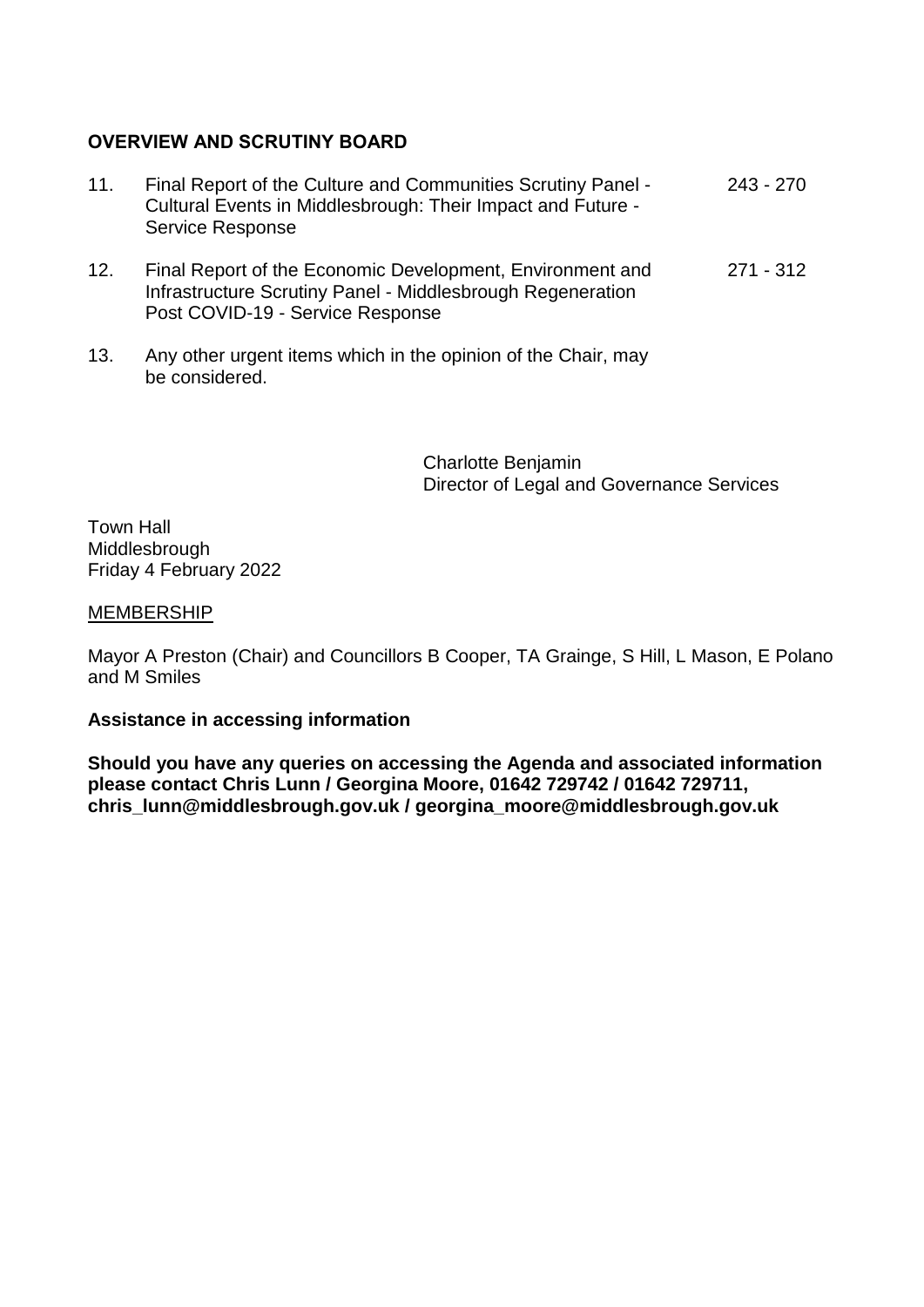**OVERVIEW AND SCRUTINY BOARD**

| | | |
|---|---|---|
| 11. | Final Report of the Culture and Communities Scrutiny Panel - Cultural Events in Middlesbrough: Their Impact and Future - Service Response | 243 - 270 |
| 12. | Final Report of the Economic Development, Environment and Infrastructure Scrutiny Panel - Middlesbrough Regeneration Post COVID-19 - Service Response | 271 - 312 |
| 13. | Any other urgent items which in the opinion of the Chair, may be considered. | |

Charlotte Benjamin
Director of Legal and Governance Services

Town Hall
Middlesbrough
Friday 4 February 2022

MEMBERSHIP

Mayor A Preston (Chair) and Councillors B Cooper, TA Grainge, S Hill, L Mason, E Polano and M Smiles

**Assistance in accessing information**

**Should you have any queries on accessing the Agenda and associated information please contact Chris Lunn / Georgina Moore, 01642 729742 / 01642 729711, chris_lunn@middlesbrough.gov.uk / georgina_moore@middlesbrough.gov.uk**